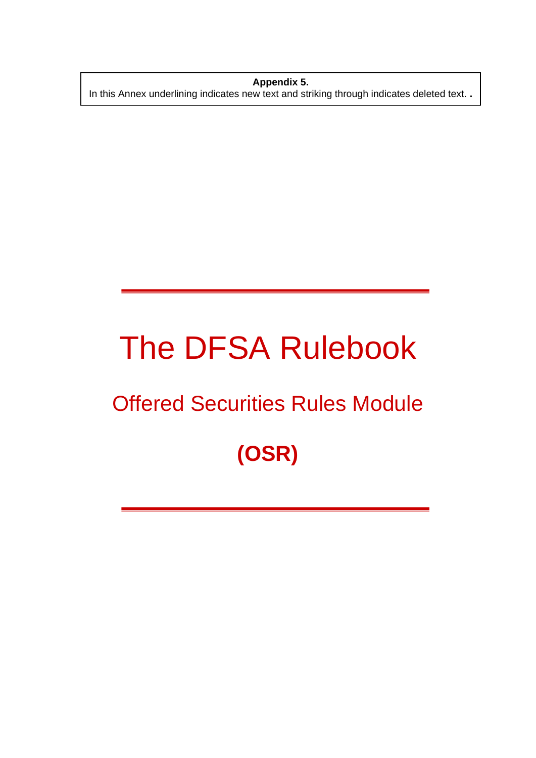**Appendix 5.**

In this Annex underlining indicates new text and striking through indicates deleted text. .

# The DFSA Rulebook

## Offered Securities Rules Module

## **(OSR)**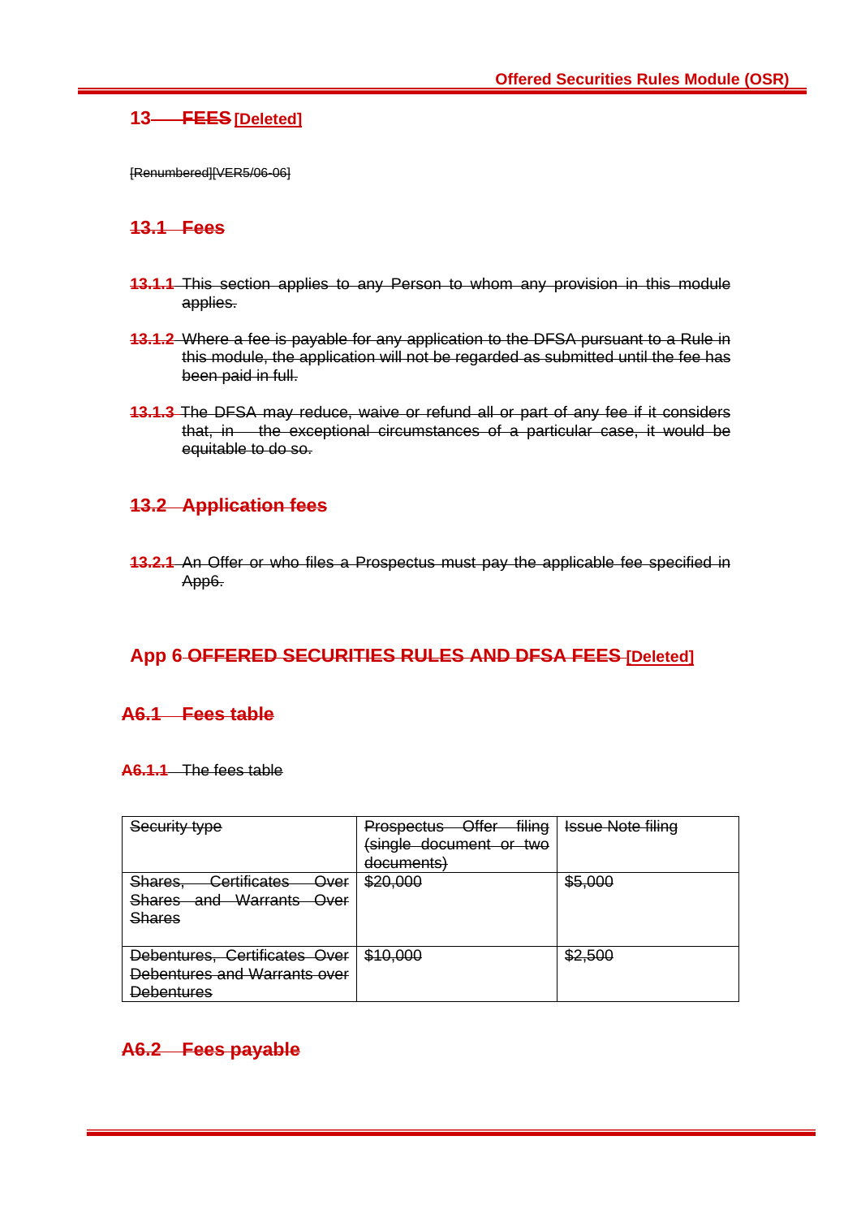## 13 FEES [Deleted]

[Renumbered][VER5/06-06]

### 13.1 Fees

**13.1.1** This section applies to any Person to whom any provision in this module applies.

**13.1.2** Where a fee is payable for any application to the DFSA pursuant to a Rule in this module, the application will not be regarded as submitted until the fee has been paid in full.

**13.1.3** The DFSA may reduce, waive or refund all or part of any fee if it considers that, in the exceptional circumstances of a particular case, it would be equitable to do so.

### 13.2 Application fees

**13.2.1** An Offer or who files a Prospectus must pay the applicable fee specified in App6.

## App 6 OFFERED SECURITIES RULES AND DFSA FEES [Deleted]

### A6.1 Fees table

**A6.1.1** The fees table

| Security type | Prospectus Offer filing (single document or two documents) | Issue Note filing |
|---|---|---|
| Shares, Certificates Over Shares and Warrants Over Shares | $20,000 | $5,000 |
| Debentures, Certificates Over Debentures and Warrants over Debentures | $10,000 | $2,500 |

### A6.2 Fees payable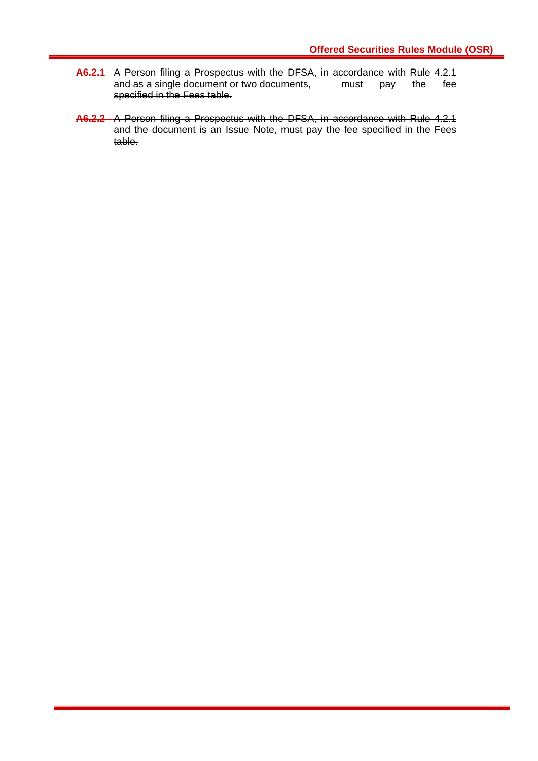~~**A6.2.1**~~ ~~A Person filing a Prospectus with the DFSA, in accordance with Rule 4.2.1 and as a single document or two documents, must pay the fee specified in the Fees table.~~

~~**A6.2.2**~~ ~~A Person filing a Prospectus with the DFSA, in accordance with Rule 4.2.1 and the document is an Issue Note, must pay the fee specified in the Fees table.~~